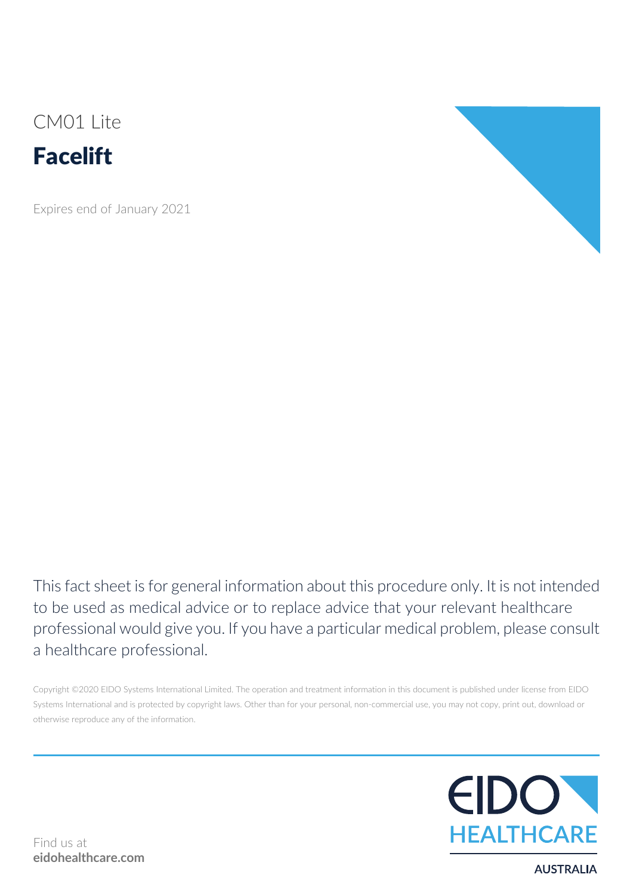CM01 Lite

# Facelift

Expires end of January 2021

This fact sheet is for general information about this procedure only. It is not intended to be used as medical advice or to replace advice that your relevant healthcare professional would give you. If you have a particular medical problem, please consult a healthcare professional.

Copyright ©2020 EIDO Systems International Limited. The operation and treatment information in this document is published under license from EIDO Systems International and is protected by copyright laws. Other than for your personal, non-commercial use, you may not copy, print out, download or otherwise reproduce any of the information.

Find us at
**eidohealthcare.com**

EIDO HEALTHCARE
AUSTRALIA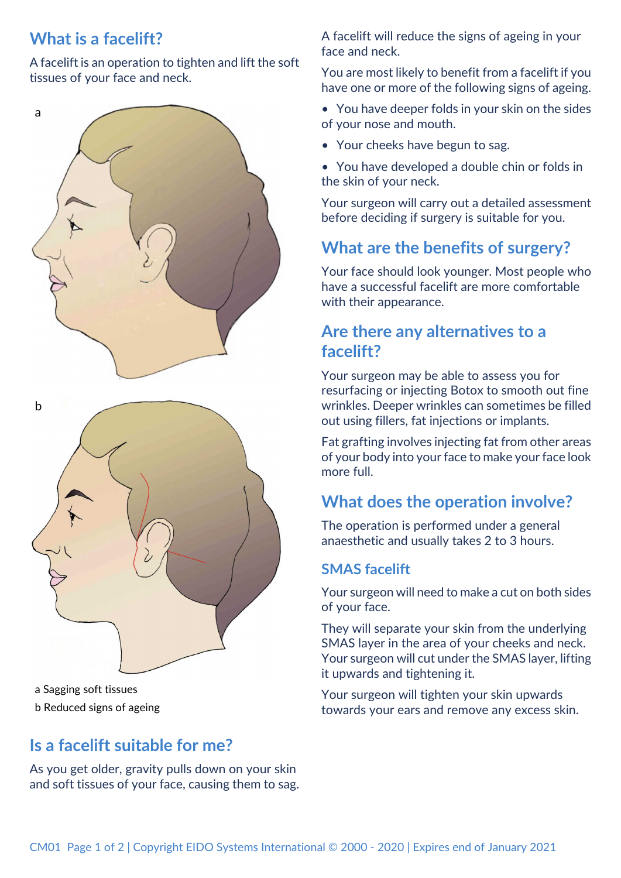## What is a facelift?

A facelift is an operation to tighten and lift the soft tissues of your face and neck.

a Sagging soft tissues

b Reduced signs of ageing

## Is a facelift suitable for me?

As you get older, gravity pulls down on your skin and soft tissues of your face, causing them to sag.

A facelift will reduce the signs of ageing in your face and neck.

You are most likely to benefit from a facelift if you have one or more of the following signs of ageing.

- You have deeper folds in your skin on the sides of your nose and mouth.
- Your cheeks have begun to sag.
- You have developed a double chin or folds in the skin of your neck.

Your surgeon will carry out a detailed assessment before deciding if surgery is suitable for you.

## What are the benefits of surgery?

Your face should look younger. Most people who have a successful facelift are more comfortable with their appearance.

## Are there any alternatives to a facelift?

Your surgeon may be able to assess you for resurfacing or injecting Botox to smooth out fine wrinkles. Deeper wrinkles can sometimes be filled out using fillers, fat injections or implants.

Fat grafting involves injecting fat from other areas of your body into your face to make your face look more full.

## What does the operation involve?

The operation is performed under a general anaesthetic and usually takes 2 to 3 hours.

### SMAS facelift

Your surgeon will need to make a cut on both sides of your face.

They will separate your skin from the underlying SMAS layer in the area of your cheeks and neck. Your surgeon will cut under the SMAS layer, lifting it upwards and tightening it.

Your surgeon will tighten your skin upwards towards your ears and remove any excess skin.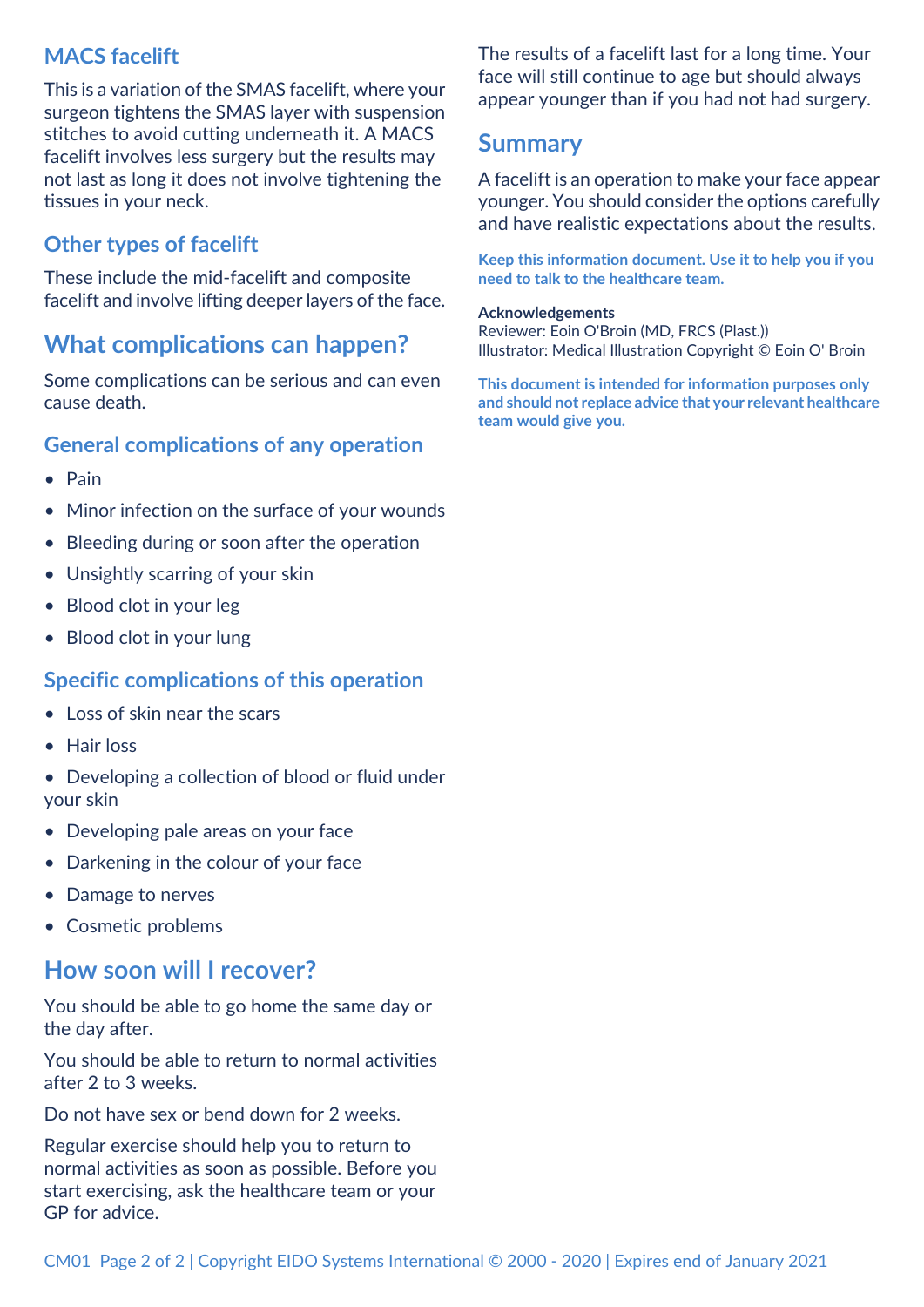### MACS facelift

This is a variation of the SMAS facelift, where your surgeon tightens the SMAS layer with suspension stitches to avoid cutting underneath it. A MACS facelift involves less surgery but the results may not last as long it does not involve tightening the tissues in your neck.

### Other types of facelift

These include the mid-facelift and composite facelift and involve lifting deeper layers of the face.

## What complications can happen?

Some complications can be serious and can even cause death.

### General complications of any operation

- Pain
- Minor infection on the surface of your wounds
- Bleeding during or soon after the operation
- Unsightly scarring of your skin
- Blood clot in your leg
- Blood clot in your lung

### Specific complications of this operation

- Loss of skin near the scars
- Hair loss
- Developing a collection of blood or fluid under your skin
- Developing pale areas on your face
- Darkening in the colour of your face
- Damage to nerves
- Cosmetic problems

## How soon will I recover?

You should be able to go home the same day or the day after.

You should be able to return to normal activities after 2 to 3 weeks.

Do not have sex or bend down for 2 weeks.

Regular exercise should help you to return to normal activities as soon as possible. Before you start exercising, ask the healthcare team or your GP for advice.

The results of a facelift last for a long time. Your face will still continue to age but should always appear younger than if you had not had surgery.

## Summary

A facelift is an operation to make your face appear younger. You should consider the options carefully and have realistic expectations about the results.

**Keep this information document. Use it to help you if you need to talk to the healthcare team.**

**Acknowledgements**
Reviewer: Eoin O'Broin (MD, FRCS (Plast.))
Illustrator: Medical Illustration Copyright © Eoin O' Broin

**This document is intended for information purposes only and should not replace advice that your relevant healthcare team would give you.**

CM01 Copyright EIDO Systems International © 2000 - 2020 | Expires end of January 2021